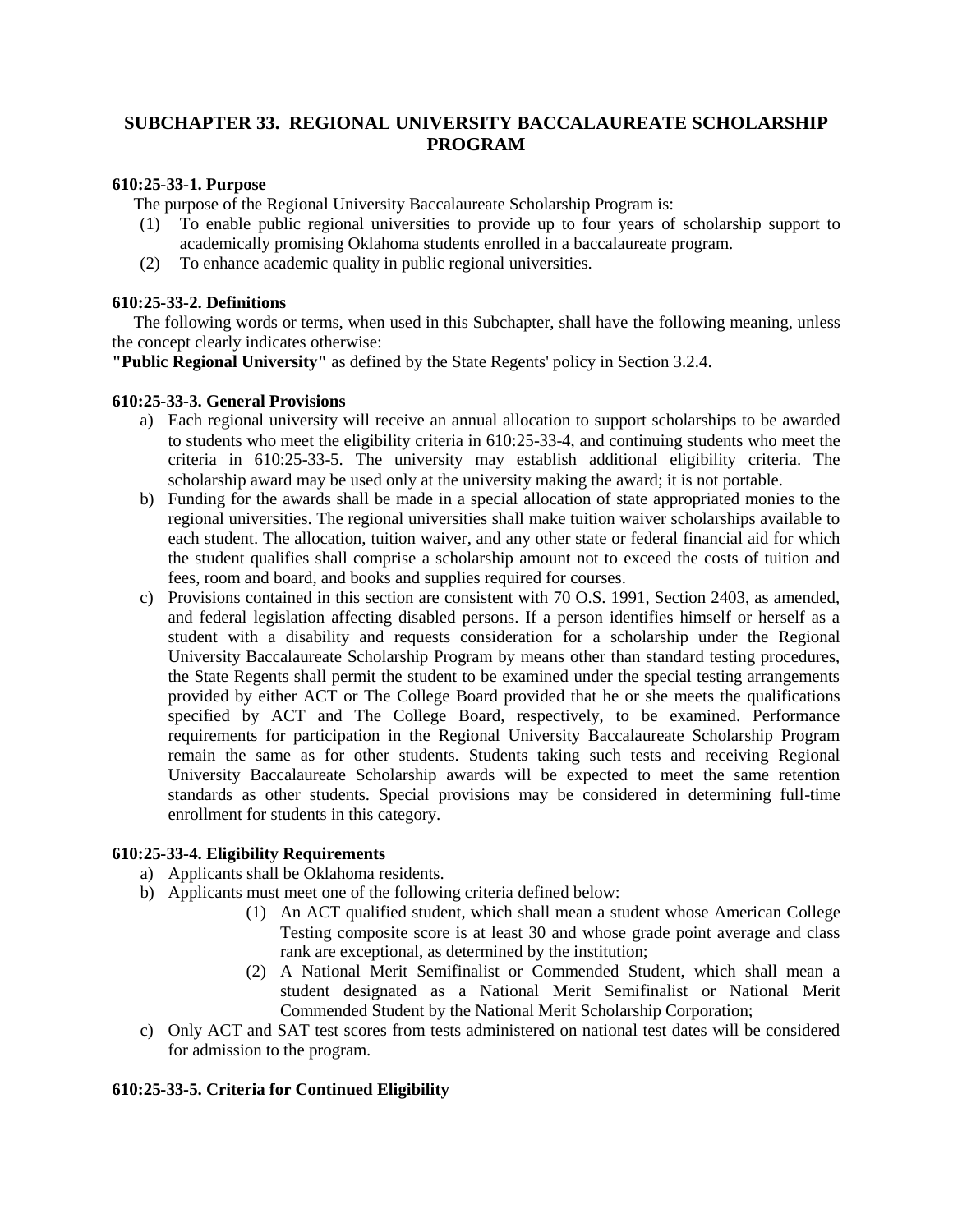# SUBCHAPTER 33. REGIONAL UNIVERSITY BACCALAUREATE SCHOLARSHIP PROGRAM

### 610:25-33-1. Purpose

The purpose of the Regional University Baccalaureate Scholarship Program is:

(1) To enable public regional universities to provide up to four years of scholarship support to academically promising Oklahoma students enrolled in a baccalaureate program.

(2) To enhance academic quality in public regional universities.

### 610:25-33-2. Definitions

The following words or terms, when used in this Subchapter, shall have the following meaning, unless the concept clearly indicates otherwise:

**"Public Regional University"** as defined by the State Regents' policy in Section 3.2.4.

### 610:25-33-3. General Provisions

a) Each regional university will receive an annual allocation to support scholarships to be awarded to students who meet the eligibility criteria in 610:25-33-4, and continuing students who meet the criteria in 610:25-33-5. The university may establish additional eligibility criteria. The scholarship award may be used only at the university making the award; it is not portable.

b) Funding for the awards shall be made in a special allocation of state appropriated monies to the regional universities. The regional universities shall make tuition waiver scholarships available to each student. The allocation, tuition waiver, and any other state or federal financial aid for which the student qualifies shall comprise a scholarship amount not to exceed the costs of tuition and fees, room and board, and books and supplies required for courses.

c) Provisions contained in this section are consistent with 70 O.S. 1991, Section 2403, as amended, and federal legislation affecting disabled persons. If a person identifies himself or herself as a student with a disability and requests consideration for a scholarship under the Regional University Baccalaureate Scholarship Program by means other than standard testing procedures, the State Regents shall permit the student to be examined under the special testing arrangements provided by either ACT or The College Board provided that he or she meets the qualifications specified by ACT and The College Board, respectively, to be examined. Performance requirements for participation in the Regional University Baccalaureate Scholarship Program remain the same as for other students. Students taking such tests and receiving Regional University Baccalaureate Scholarship awards will be expected to meet the same retention standards as other students. Special provisions may be considered in determining full-time enrollment for students in this category.

### 610:25-33-4. Eligibility Requirements

a) Applicants shall be Oklahoma residents.

b) Applicants must meet one of the following criteria defined below:

  (1) An ACT qualified student, which shall mean a student whose American College Testing composite score is at least 30 and whose grade point average and class rank are exceptional, as determined by the institution;

  (2) A National Merit Semifinalist or Commended Student, which shall mean a student designated as a National Merit Semifinalist or National Merit Commended Student by the National Merit Scholarship Corporation;

c) Only ACT and SAT test scores from tests administered on national test dates will be considered for admission to the program.

### 610:25-33-5. Criteria for Continued Eligibility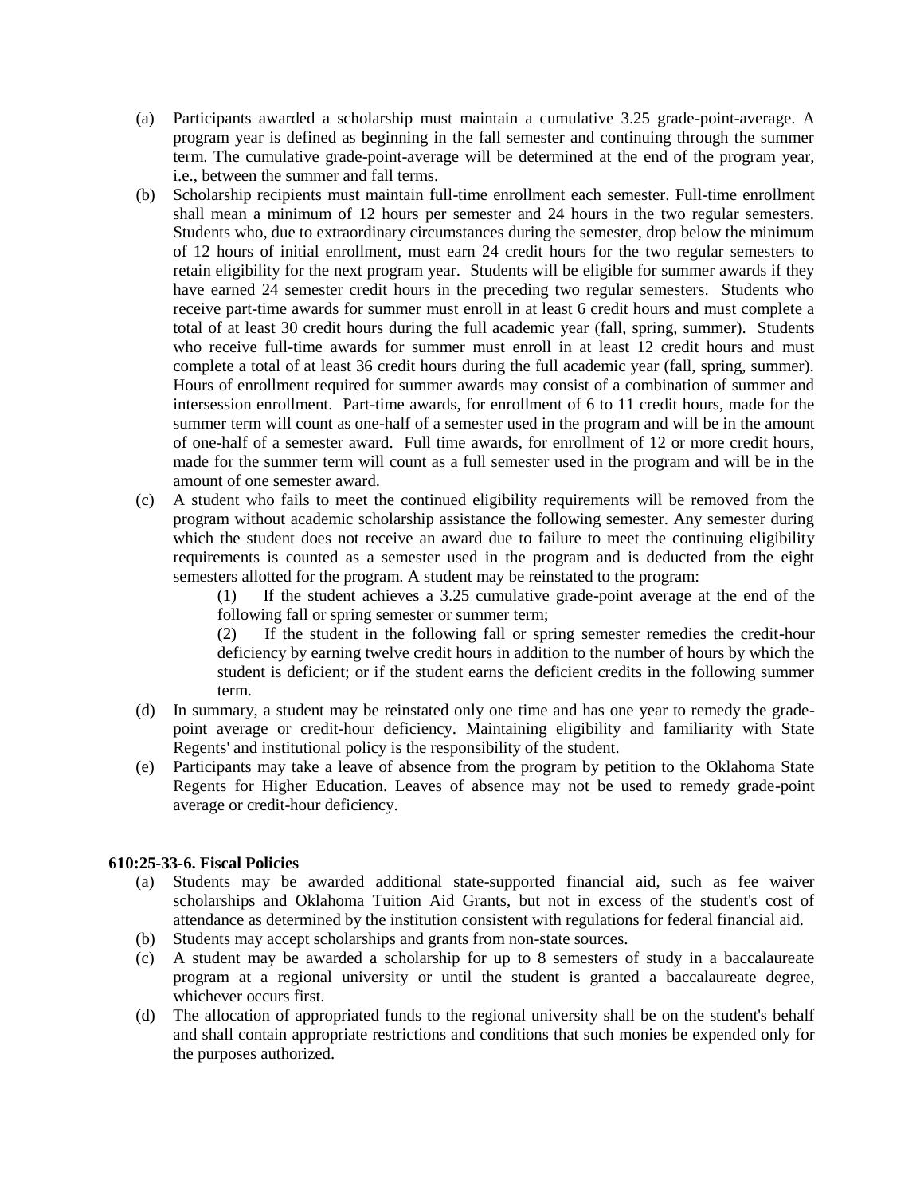(a) Participants awarded a scholarship must maintain a cumulative 3.25 grade-point-average. A program year is defined as beginning in the fall semester and continuing through the summer term. The cumulative grade-point-average will be determined at the end of the program year, i.e., between the summer and fall terms.

(b) Scholarship recipients must maintain full-time enrollment each semester. Full-time enrollment shall mean a minimum of 12 hours per semester and 24 hours in the two regular semesters. Students who, due to extraordinary circumstances during the semester, drop below the minimum of 12 hours of initial enrollment, must earn 24 credit hours for the two regular semesters to retain eligibility for the next program year. Students will be eligible for summer awards if they have earned 24 semester credit hours in the preceding two regular semesters. Students who receive part-time awards for summer must enroll in at least 6 credit hours and must complete a total of at least 30 credit hours during the full academic year (fall, spring, summer). Students who receive full-time awards for summer must enroll in at least 12 credit hours and must complete a total of at least 36 credit hours during the full academic year (fall, spring, summer). Hours of enrollment required for summer awards may consist of a combination of summer and intersession enrollment. Part-time awards, for enrollment of 6 to 11 credit hours, made for the summer term will count as one-half of a semester used in the program and will be in the amount of one-half of a semester award. Full time awards, for enrollment of 12 or more credit hours, made for the summer term will count as a full semester used in the program and will be in the amount of one semester award.

(c) A student who fails to meet the continued eligibility requirements will be removed from the program without academic scholarship assistance the following semester. Any semester during which the student does not receive an award due to failure to meet the continuing eligibility requirements is counted as a semester used in the program and is deducted from the eight semesters allotted for the program. A student may be reinstated to the program:

  (1) If the student achieves a 3.25 cumulative grade-point average at the end of the following fall or spring semester or summer term;

  (2) If the student in the following fall or spring semester remedies the credit-hour deficiency by earning twelve credit hours in addition to the number of hours by which the student is deficient; or if the student earns the deficient credits in the following summer term.

(d) In summary, a student may be reinstated only one time and has one year to remedy the grade-point average or credit-hour deficiency. Maintaining eligibility and familiarity with State Regents' and institutional policy is the responsibility of the student.

(e) Participants may take a leave of absence from the program by petition to the Oklahoma State Regents for Higher Education. Leaves of absence may not be used to remedy grade-point average or credit-hour deficiency.

**610:25-33-6. Fiscal Policies**

(a) Students may be awarded additional state-supported financial aid, such as fee waiver scholarships and Oklahoma Tuition Aid Grants, but not in excess of the student's cost of attendance as determined by the institution consistent with regulations for federal financial aid.

(b) Students may accept scholarships and grants from non-state sources.

(c) A student may be awarded a scholarship for up to 8 semesters of study in a baccalaureate program at a regional university or until the student is granted a baccalaureate degree, whichever occurs first.

(d) The allocation of appropriated funds to the regional university shall be on the student's behalf and shall contain appropriate restrictions and conditions that such monies be expended only for the purposes authorized.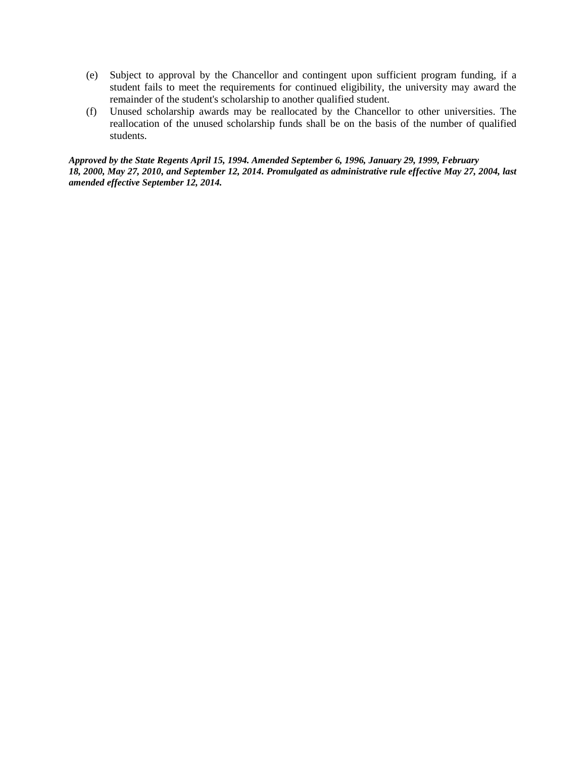(e) Subject to approval by the Chancellor and contingent upon sufficient program funding, if a student fails to meet the requirements for continued eligibility, the university may award the remainder of the student's scholarship to another qualified student.

(f) Unused scholarship awards may be reallocated by the Chancellor to other universities. The reallocation of the unused scholarship funds shall be on the basis of the number of qualified students.

***Approved by the State Regents April 15, 1994. Amended September 6, 1996, January 29, 1999, February 18, 2000, May 27, 2010, and September 12, 2014. Promulgated as administrative rule effective May 27, 2004, last amended effective September 12, 2014.***